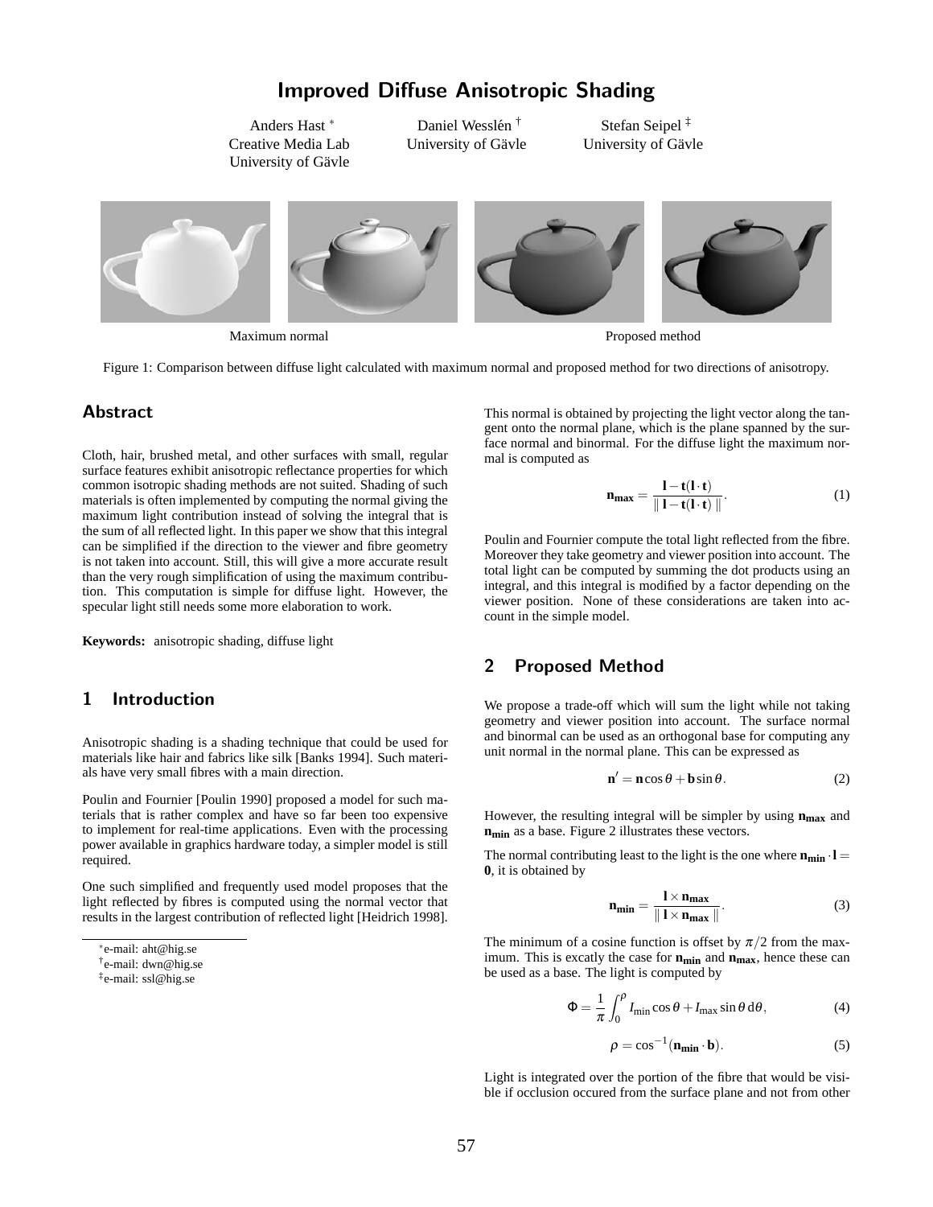# Improved Diffuse Anisotropic Shading

Anders Hast [*]
Creative Media Lab
University of Gävle

Daniel Wesslén [†]
University of Gävle

Stefan Seipel [‡]
University of Gävle

Maximum normal — Proposed method

Figure 1: Comparison between diffuse light calculated with maximum normal and proposed method for two directions of anisotropy.

## Abstract

Cloth, hair, brushed metal, and other surfaces with small, regular surface features exhibit anisotropic reflectance properties for which common isotropic shading methods are not suited. Shading of such materials is often implemented by computing the normal giving the maximum light contribution instead of solving the integral that is the sum of all reflected light. In this paper we show that this integral can be simplified if the direction to the viewer and fibre geometry is not taken into account. Still, this will give a more accurate result than the very rough simplification of using the maximum contribution. This computation is simple for diffuse light. However, the specular light still needs some more elaboration to work.

**Keywords:** anisotropic shading, diffuse light

## 1 Introduction

Anisotropic shading is a shading technique that could be used for materials like hair and fabrics like silk [Banks 1994]. Such materials have very small fibres with a main direction.

Poulin and Fournier [Poulin 1990] proposed a model for such materials that is rather complex and have so far been too expensive to implement for real-time applications. Even with the processing power available in graphics hardware today, a simpler model is still required.

One such simplified and frequently used model proposes that the light reflected by fibres is computed using the normal vector that results in the largest contribution of reflected light [Heidrich 1998]. This normal is obtained by projecting the light vector along the tangent onto the normal plane, which is the plane spanned by the surface normal and binormal. For the diffuse light the maximum normal is computed as

$$\mathbf{n_{max}} = \frac{\mathbf{l} - \mathbf{t}(\mathbf{l} \cdot \mathbf{t})}{\| \mathbf{l} - \mathbf{t}(\mathbf{l} \cdot \mathbf{t}) \|}. \tag{1}$$

Poulin and Fournier compute the total light reflected from the fibre. Moreover they take geometry and viewer position into account. The total light can be computed by summing the dot products using an integral, and this integral is modified by a factor depending on the viewer position. None of these considerations are taken into account in the simple model.

## 2 Proposed Method

We propose a trade-off which will sum the light while not taking geometry and viewer position into account. The surface normal and binormal can be used as an orthogonal base for computing any unit normal in the normal plane. This can be expressed as

$$\mathbf{n}' = \mathbf{n} \cos\theta + \mathbf{b} \sin\theta. \tag{2}$$

However, the resulting integral will be simpler by using $\mathbf{n_{max}}$ and $\mathbf{n_{min}}$ as a base. Figure 2 illustrates these vectors.

The normal contributing least to the light is the one where $\mathbf{n_{min}} \cdot \mathbf{l} = \mathbf{0}$, it is obtained by

$$\mathbf{n_{min}} = \frac{\mathbf{l} \times \mathbf{n_{max}}}{\| \mathbf{l} \times \mathbf{n_{max}} \|}. \tag{3}$$

The minimum of a cosine function is offset by $\pi/2$ from the maximum. This is excatly the case for $\mathbf{n_{min}}$ and $\mathbf{n_{max}}$, hence these can be used as a base. The light is computed by

$$\Phi = \frac{1}{\pi} \int_0^{\rho} I_{\min} \cos\theta + I_{\max} \sin\theta \, \mathrm{d}\theta, \tag{4}$$

$$\rho = \cos^{-1}(\mathbf{n_{min}} \cdot \mathbf{b}). \tag{5}$$

Light is integrated over the portion of the fibre that would be visible if occlusion occured from the surface plane and not from other

[*] e-mail: aht@hig.se
[†] e-mail: dwn@hig.se
[‡] e-mail: ssl@hig.se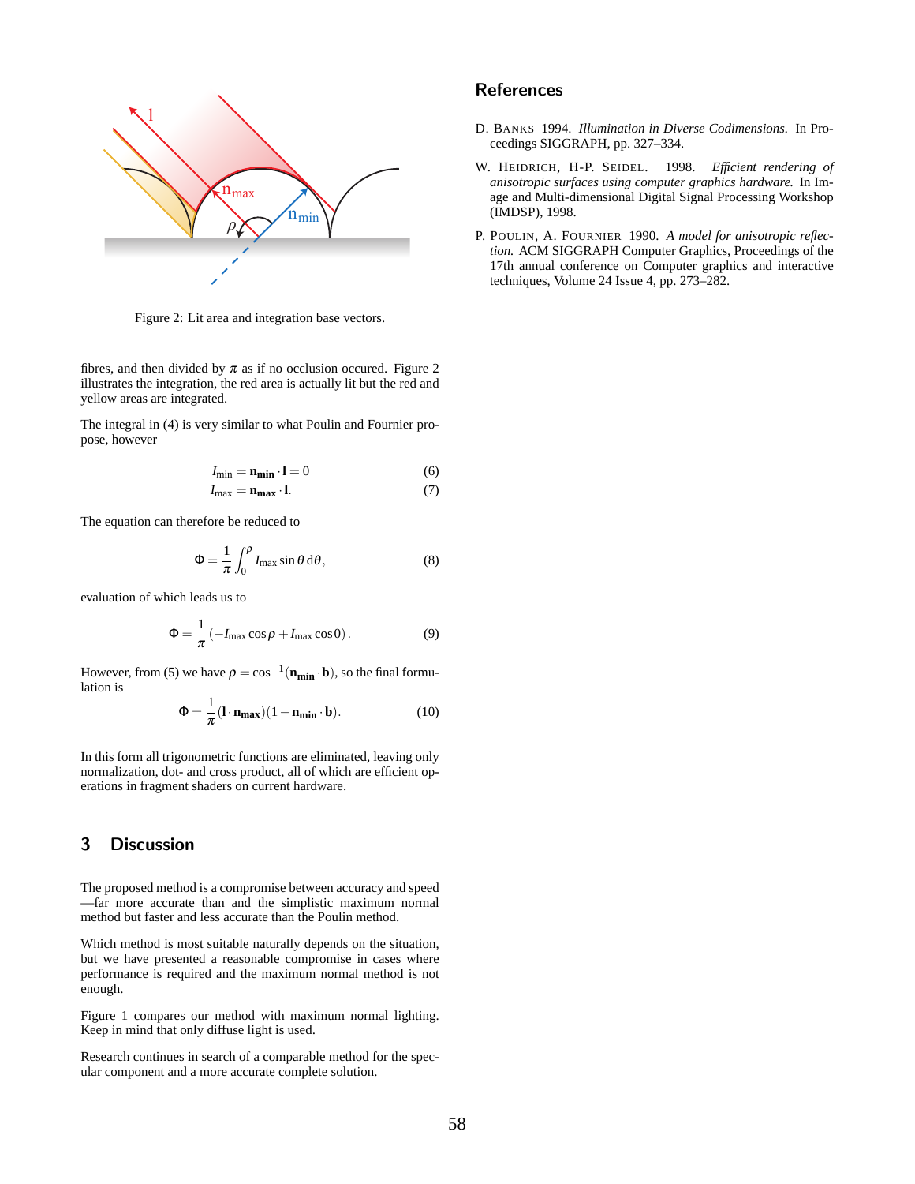l

$n_{max}$

$n_{min}$

$\rho$

Figure 2: Lit area and integration base vectors.

fibres, and then divided by $\pi$ as if no occlusion occured. Figure 2 illustrates the integration, the red area is actually lit but the red and yellow areas are integrated.

The integral in (4) is very similar to what Poulin and Fournier propose, however

$$I_{\text{min}} = \mathbf{n_{min}} \cdot \mathbf{l} = 0 \tag{6}$$

$$I_{\text{max}} = \mathbf{n_{max}} \cdot \mathbf{l}. \tag{7}$$

The equation can therefore be reduced to

$$\Phi = \frac{1}{\pi} \int_0^{\rho} I_{\text{max}} \sin\theta \, d\theta, \tag{8}$$

evaluation of which leads us to

$$\Phi = \frac{1}{\pi} \left( -I_{\text{max}} \cos\rho + I_{\text{max}} \cos 0 \right). \tag{9}$$

However, from (5) we have $\rho = \cos^{-1}(\mathbf{n_{min}} \cdot \mathbf{b})$, so the final formulation is

$$\Phi = \frac{1}{\pi} (\mathbf{l} \cdot \mathbf{n_{max}})(1 - \mathbf{n_{min}} \cdot \mathbf{b}). \tag{10}$$

In this form all trigonometric functions are eliminated, leaving only normalization, dot- and cross product, all of which are efficient operations in fragment shaders on current hardware.

## 3 Discussion

The proposed method is a compromise between accuracy and speed —far more accurate than and the simplistic maximum normal method but faster and less accurate than the Poulin method.

Which method is most suitable naturally depends on the situation, but we have presented a reasonable compromise in cases where performance is required and the maximum normal method is not enough.

Figure 1 compares our method with maximum normal lighting. Keep in mind that only diffuse light is used.

Research continues in search of a comparable method for the specular component and a more accurate complete solution.

## References

D. Banks 1994. *Illumination in Diverse Codimensions.* In Proceedings SIGGRAPH, pp. 327–334.

W. Heidrich, H-P. Seidel. 1998. *Efficient rendering of anisotropic surfaces using computer graphics hardware.* In Image and Multi-dimensional Digital Signal Processing Workshop (IMDSP), 1998.

P. Poulin, A. Fournier 1990. *A model for anisotropic reflection.* ACM SIGGRAPH Computer Graphics, Proceedings of the 17th annual conference on Computer graphics and interactive techniques, Volume 24 Issue 4, pp. 273–282.